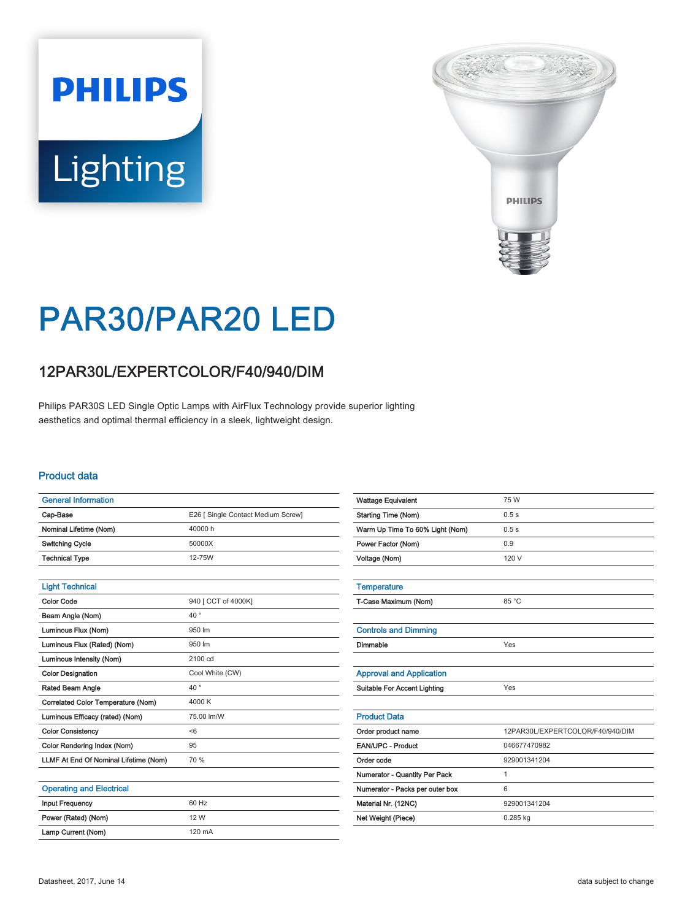# PAR30/PAR20 LED

## 12PAR30L/EXPERTCOLOR/F40/940/DIM

Philips PAR30S LED Single Optic Lamps with AirFlux Technology provide superior lighting aesthetics and optimal thermal efficiency in a sleek, lightweight design.

### Product data

| General Information | |
|---|---|
| Cap-Base | E26 [ Single Contact Medium Screw] |
| Nominal Lifetime (Nom) | 40000 h |
| Switching Cycle | 50000X |
| Technical Type | 12-75W |

| Light Technical | |
|---|---|
| Color Code | 940 [ CCT of 4000K] |
| Beam Angle (Nom) | 40 ° |
| Luminous Flux (Nom) | 950 lm |
| Luminous Flux (Rated) (Nom) | 950 lm |
| Luminous Intensity (Nom) | 2100 cd |
| Color Designation | Cool White (CW) |
| Rated Beam Angle | 40 ° |
| Correlated Color Temperature (Nom) | 4000 K |
| Luminous Efficacy (rated) (Nom) | 75.00 lm/W |
| Color Consistency | <6 |
| Color Rendering Index (Nom) | 95 |
| LLMF At End Of Nominal Lifetime (Nom) | 70 % |

| Operating and Electrical | |
|---|---|
| Input Frequency | 60 Hz |
| Power (Rated) (Nom) | 12 W |
| Lamp Current (Nom) | 120 mA |
| Wattage Equivalent | 75 W |
| Starting Time (Nom) | 0.5 s |
| Warm Up Time To 60% Light (Nom) | 0.5 s |
| Power Factor (Nom) | 0.9 |
| Voltage (Nom) | 120 V |

| Temperature | |
|---|---|
| T-Case Maximum (Nom) | 85 °C |

| Controls and Dimming | |
|---|---|
| Dimmable | Yes |

| Approval and Application | |
|---|---|
| Suitable For Accent Lighting | Yes |

| Product Data | |
|---|---|
| Order product name | 12PAR30L/EXPERTCOLOR/F40/940/DIM |
| EAN/UPC - Product | 046677470982 |
| Order code | 929001341204 |
| Numerator - Quantity Per Pack | 1 |
| Numerator - Packs per outer box | 6 |
| Material Nr. (12NC) | 929001341204 |
| Net Weight (Piece) | 0.285 kg |

Datasheet, 2017, June 14

data subject to change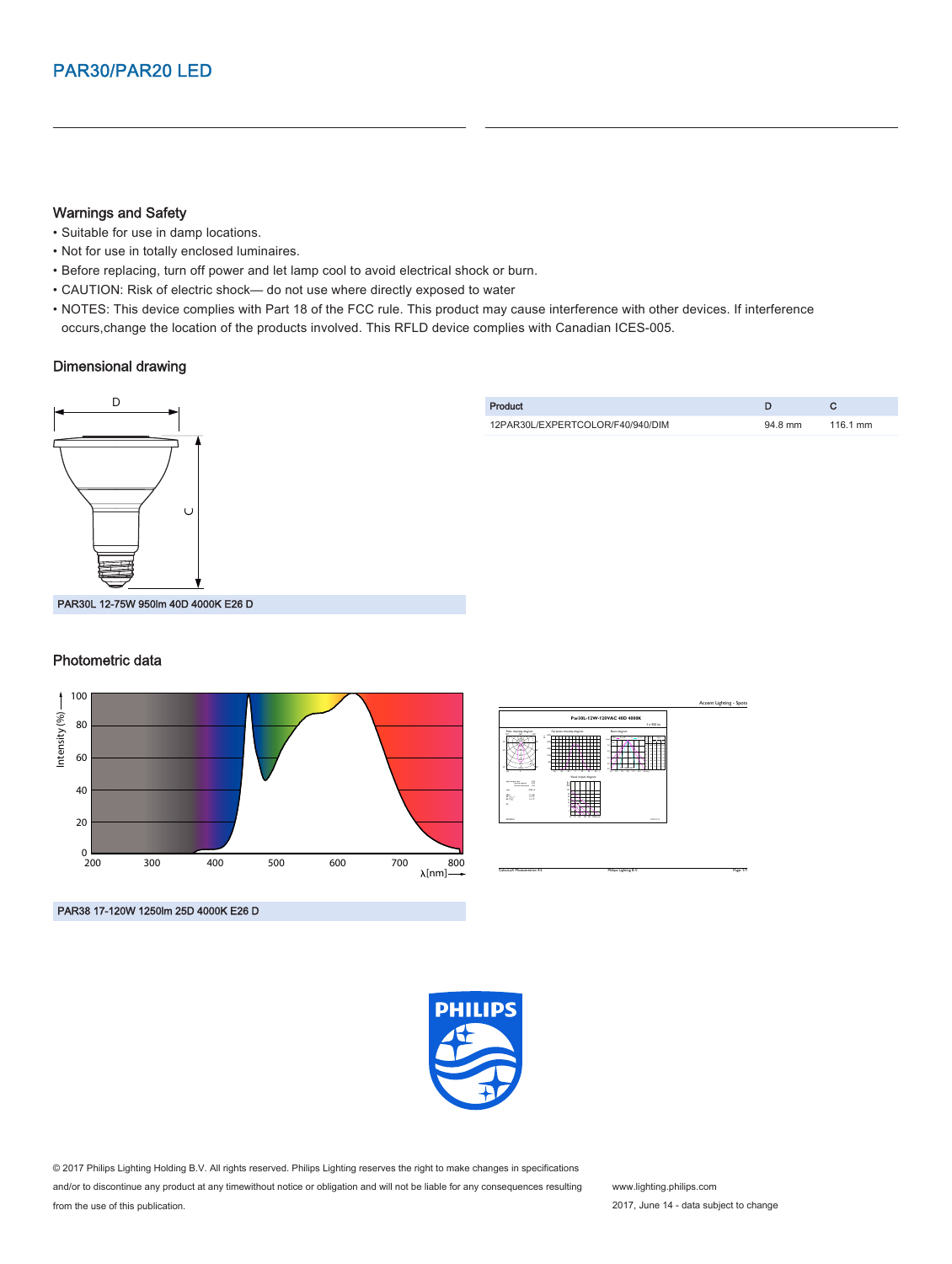## PAR30/PAR20 LED

### Warnings and Safety

- Suitable for use in damp locations.
- Not for use in totally enclosed luminaires.
- Before replacing, turn off power and let lamp cool to avoid electrical shock or burn.
- CAUTION: Risk of electric shock— do not use where directly exposed to water
- NOTES: This device complies with Part 18 of the FCC rule. This product may cause interference with other devices. If interference occurs,change the location of the products involved. This RFLD device complies with Canadian ICES-005.

### Dimensional drawing

D

C

PAR30L 12-75W 950lm 40D 4000K E26 D

| Product | D | C |
|---|---|---|
| 12PAR30L/EXPERTCOLOR/F40/940/DIM | 94.8 mm | 116.1 mm |

### Photometric data

Intensity (%)

100
80
60
40
20
0

200 300 400 500 600 700 800

λ[nm]

PAR38 17-120W 1250lm 25D 4000K E26 D

Accent Lighting - Spots

Par30L-12W-120VAC 40D 4000K

CalculuX Photometrics 4.5

Philips Lighting B.V.

© 2017 Philips Lighting Holding B.V. All rights reserved. Philips Lighting reserves the right to make changes in specifications and/or to discontinue any product at any timewithout notice or obligation and will not be liable for any consequences resulting from the use of this publication.

www.lighting.philips.com

2017, June 14 - data subject to change